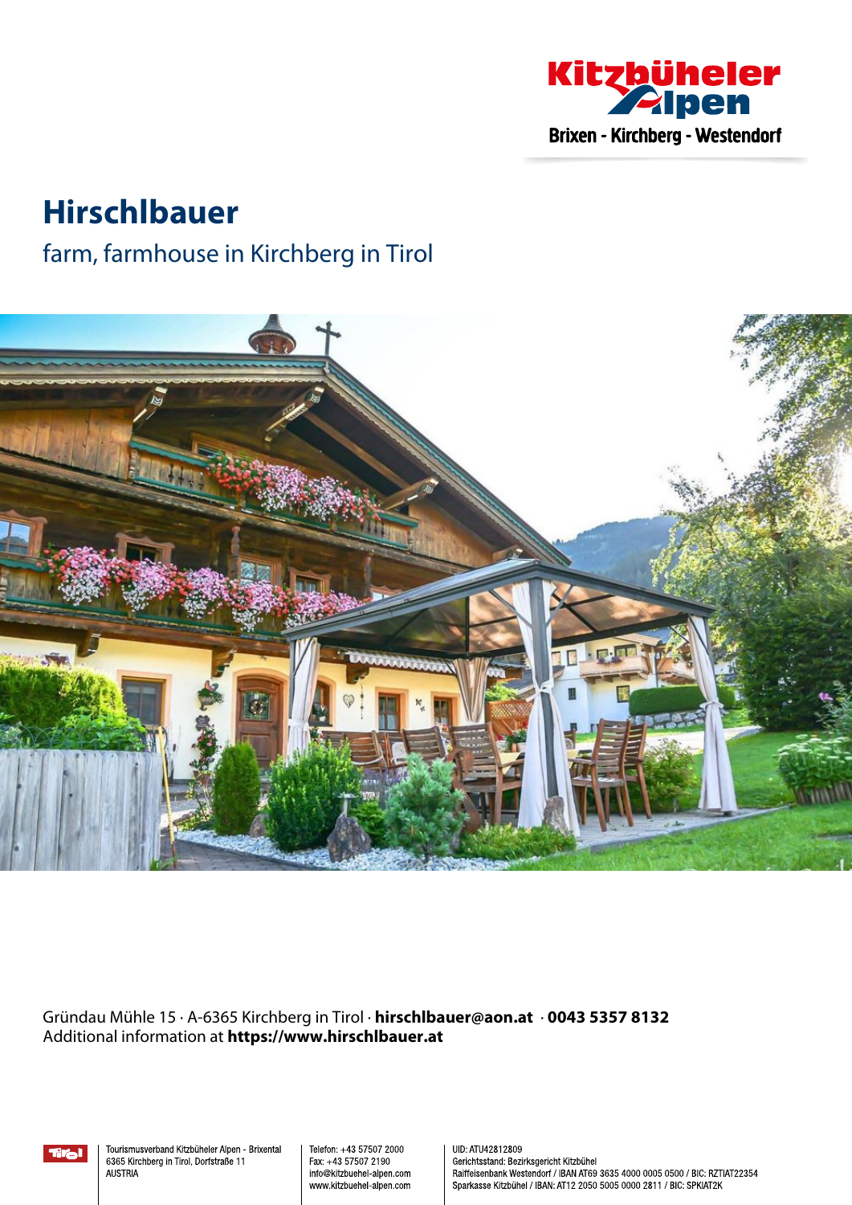# Hirschlbauer

farm, farmhouse in Kirchberg in Tirol

Gründau Mühle 15 · A-6365 Kirchberg in Tirol · **hirschlbauer@aon.at** · **0043 5357 8132**
Additional information at **https://www.hirschlbauer.at**

Tourismusverband Kitzbüheler Alpen - Brixental
6365 Kirchberg in Tirol, Dorfstraße 11
AUSTRIA

Telefon: +43 57507 2000
Fax: +43 57507 2190
info@kitzbuehel-alpen.com
www.kitzbuehel-alpen.com

UID: ATU42812809
Gerichtsstand: Bezirksgericht Kitzbühel
Raiffeisenbank Westendorf / IBAN AT69 3635 4000 0005 0500 / BIC: RZTIAT22354
Sparkasse Kitzbühel / IBAN: AT12 2050 5005 0000 2811 / BIC: SPKIAT2K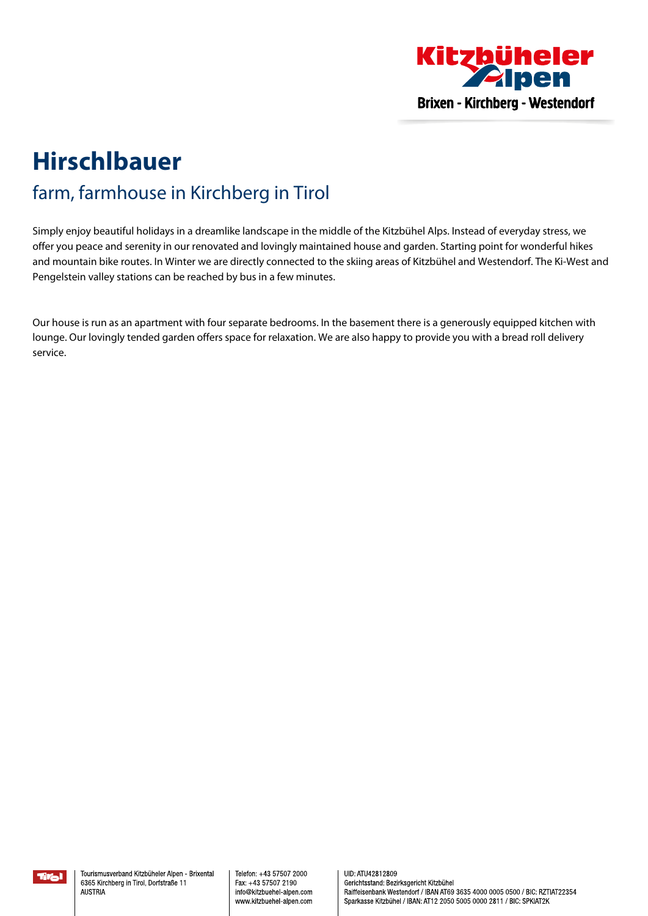# Hirschlbauer

## farm, farmhouse in Kirchberg in Tirol

Simply enjoy beautiful holidays in a dreamlike landscape in the middle of the Kitzbühel Alps. Instead of everyday stress, we offer you peace and serenity in our renovated and lovingly maintained house and garden. Starting point for wonderful hikes and mountain bike routes. In Winter we are directly connected to the skiing areas of Kitzbühel and Westendorf. The Ki-West and Pengelstein valley stations can be reached by bus in a few minutes.

Our house is run as an apartment with four separate bedrooms. In the basement there is a generously equipped kitchen with lounge. Our lovingly tended garden offers space for relaxation. We are also happy to provide you with a bread roll delivery service.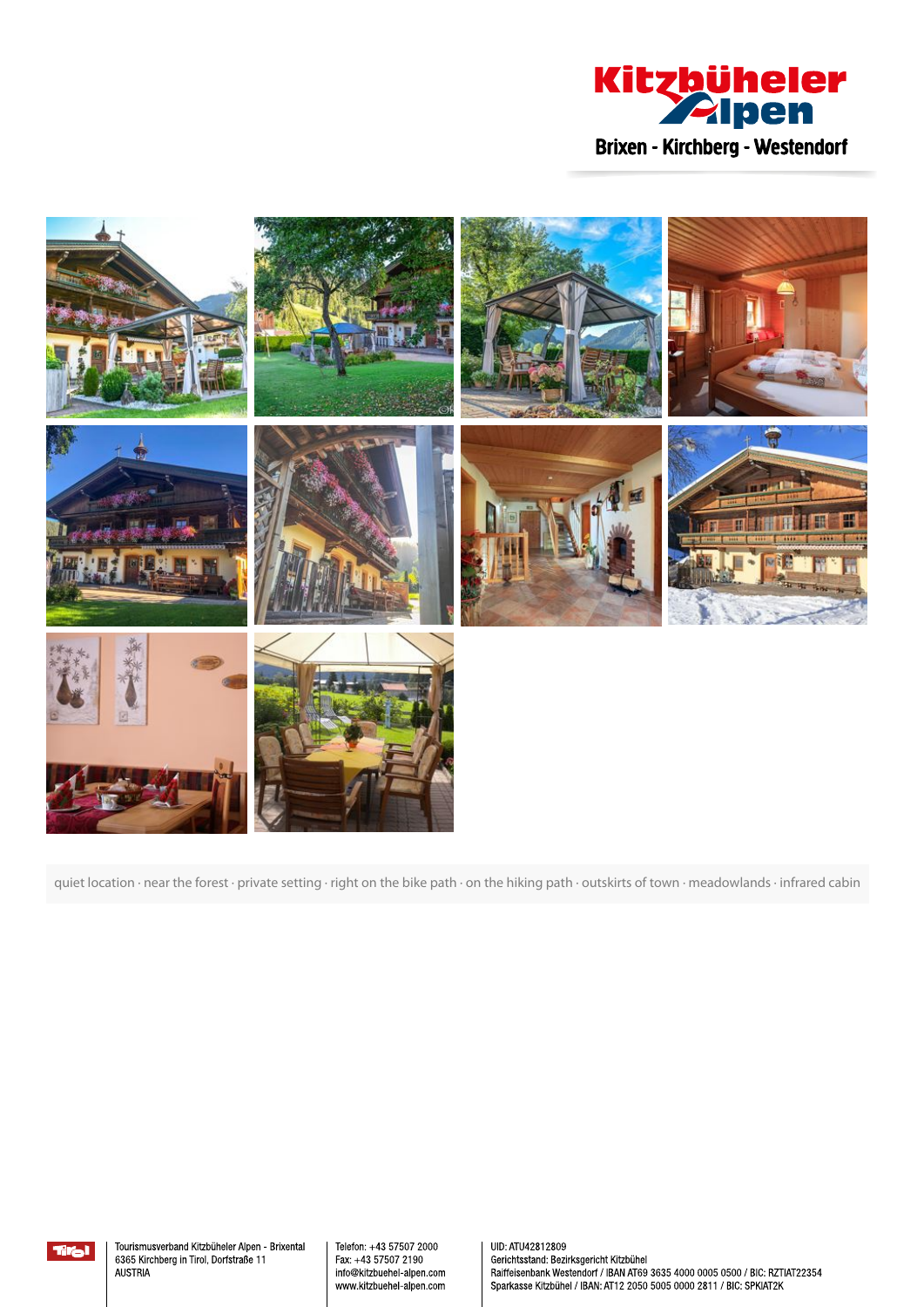quiet location · near the forest · private setting · right on the bike path · on the hiking path · outskirts of town · meadowlands · infrared cabin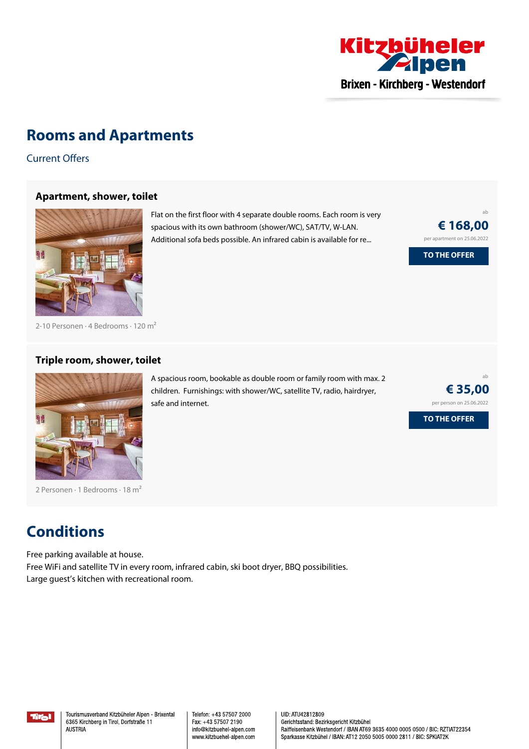# Rooms and Apartments

Current Offers

### Apartment, shower, toilet

Flat on the first floor with 4 separate double rooms. Each room is very spacious with its own bathroom (shower/WC), SAT/TV, W-LAN. Additional sofa beds possible. An infrared cabin is available for re...

ab
**€ 168,00**
per apartment on 25.06.2022

**TO THE OFFER**

2-10 Personen · 4 Bedrooms · 120 m²

### Triple room, shower, toilet

A spacious room, bookable as double room or family room with max. 2 children. Furnishings: with shower/WC, satellite TV, radio, hairdryer, safe and internet.

ab
**€ 35,00**
per person on 25.06.2022

**TO THE OFFER**

2 Personen · 1 Bedrooms · 18 m²

# Conditions

Free parking available at house.
Free WiFi and satellite TV in every room, infrared cabin, ski boot dryer, BBQ possibilities.
Large guest's kitchen with recreational room.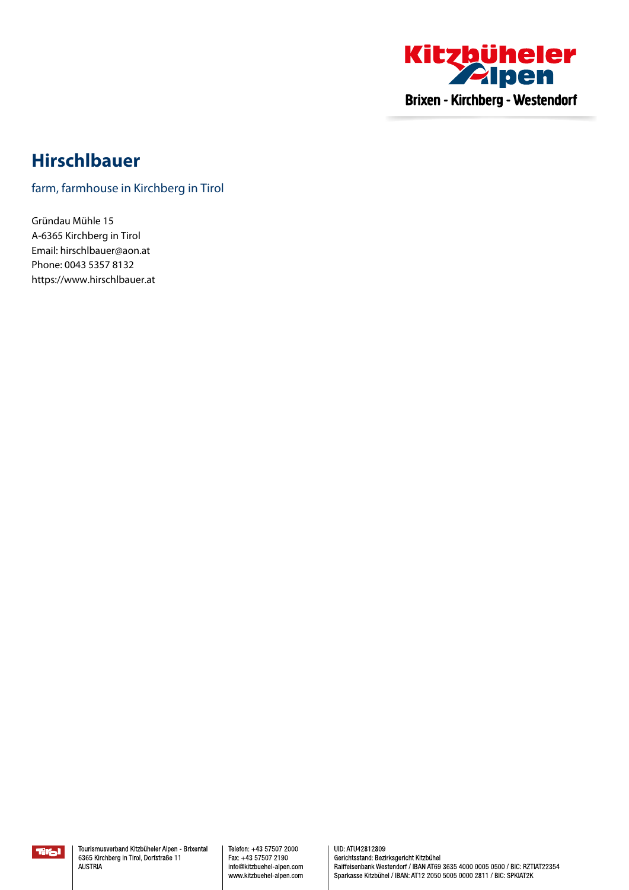# Hirschlbauer

farm, farmhouse in Kirchberg in Tirol

Gründau Mühle 15
A-6365 Kirchberg in Tirol
Email: hirschlbauer@aon.at
Phone: 0043 5357 8132
https://www.hirschlbauer.at